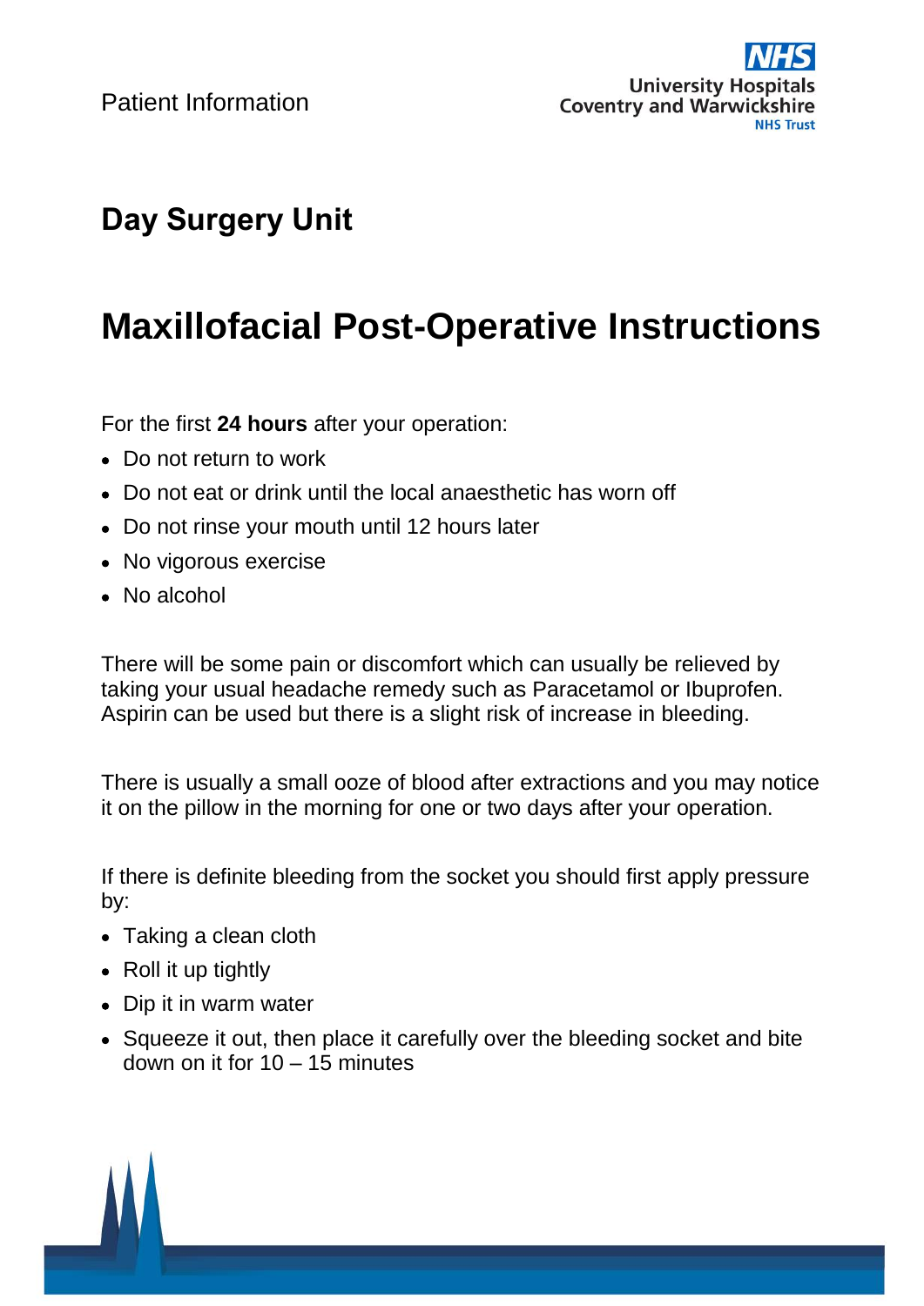Patient Information

University Hospitals Coventry and Warwickshire NHS Trust

## Day Surgery Unit

# Maxillofacial Post-Operative Instructions

For the first **24 hours** after your operation:

- Do not return to work
- Do not eat or drink until the local anaesthetic has worn off
- Do not rinse your mouth until 12 hours later
- No vigorous exercise
- No alcohol

There will be some pain or discomfort which can usually be relieved by taking your usual headache remedy such as Paracetamol or Ibuprofen. Aspirin can be used but there is a slight risk of increase in bleeding.

There is usually a small ooze of blood after extractions and you may notice it on the pillow in the morning for one or two days after your operation.

If there is definite bleeding from the socket you should first apply pressure by:

- Taking a clean cloth
- Roll it up tightly
- Dip it in warm water
- Squeeze it out, then place it carefully over the bleeding socket and bite down on it for 10 – 15 minutes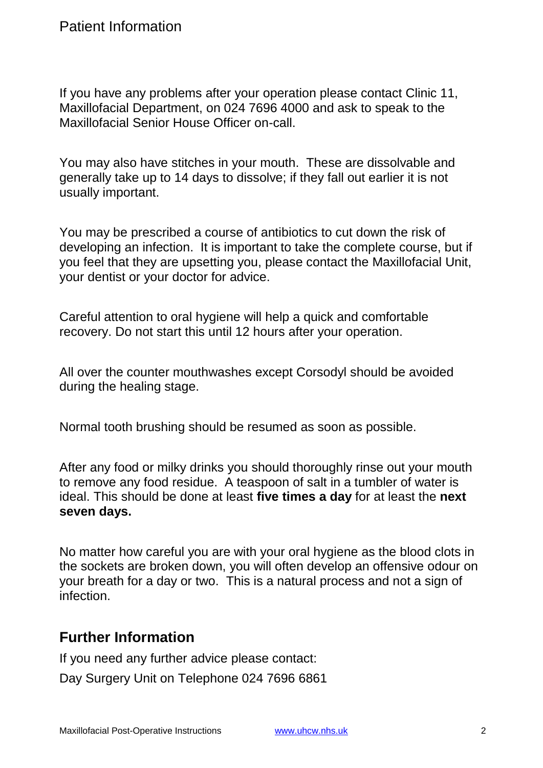If you have any problems after your operation please contact Clinic 11, Maxillofacial Department, on 024 7696 4000 and ask to speak to the Maxillofacial Senior House Officer on-call.

You may also have stitches in your mouth. These are dissolvable and generally take up to 14 days to dissolve; if they fall out earlier it is not usually important.

You may be prescribed a course of antibiotics to cut down the risk of developing an infection. It is important to take the complete course, but if you feel that they are upsetting you, please contact the Maxillofacial Unit, your dentist or your doctor for advice.

Careful attention to oral hygiene will help a quick and comfortable recovery. Do not start this until 12 hours after your operation.

All over the counter mouthwashes except Corsodyl should be avoided during the healing stage.

Normal tooth brushing should be resumed as soon as possible.

After any food or milky drinks you should thoroughly rinse out your mouth to remove any food residue. A teaspoon of salt in a tumbler of water is ideal. This should be done at least **five times a day** for at least the **next seven days.**

No matter how careful you are with your oral hygiene as the blood clots in the sockets are broken down, you will often develop an offensive odour on your breath for a day or two. This is a natural process and not a sign of infection.

## Further Information

If you need any further advice please contact:

Day Surgery Unit on Telephone 024 7696 6861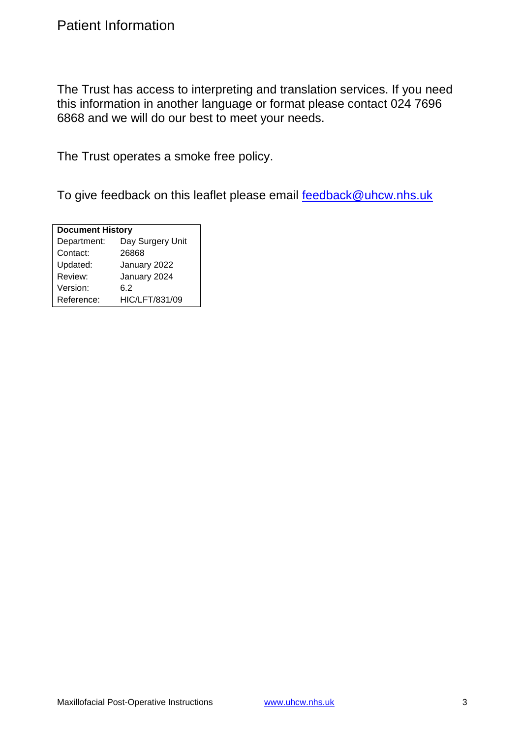The Trust has access to interpreting and translation services. If you need this information in another language or format please contact 024 7696 6868 and we will do our best to meet your needs.

The Trust operates a smoke free policy.

To give feedback on this leaflet please email feedback@uhcw.nhs.uk

| **Document History** | |
|---|---|
| Department: | Day Surgery Unit |
| Contact: | 26868 |
| Updated: | January 2022 |
| Review: | January 2024 |
| Version: | 6.2 |
| Reference: | HIC/LFT/831/09 |